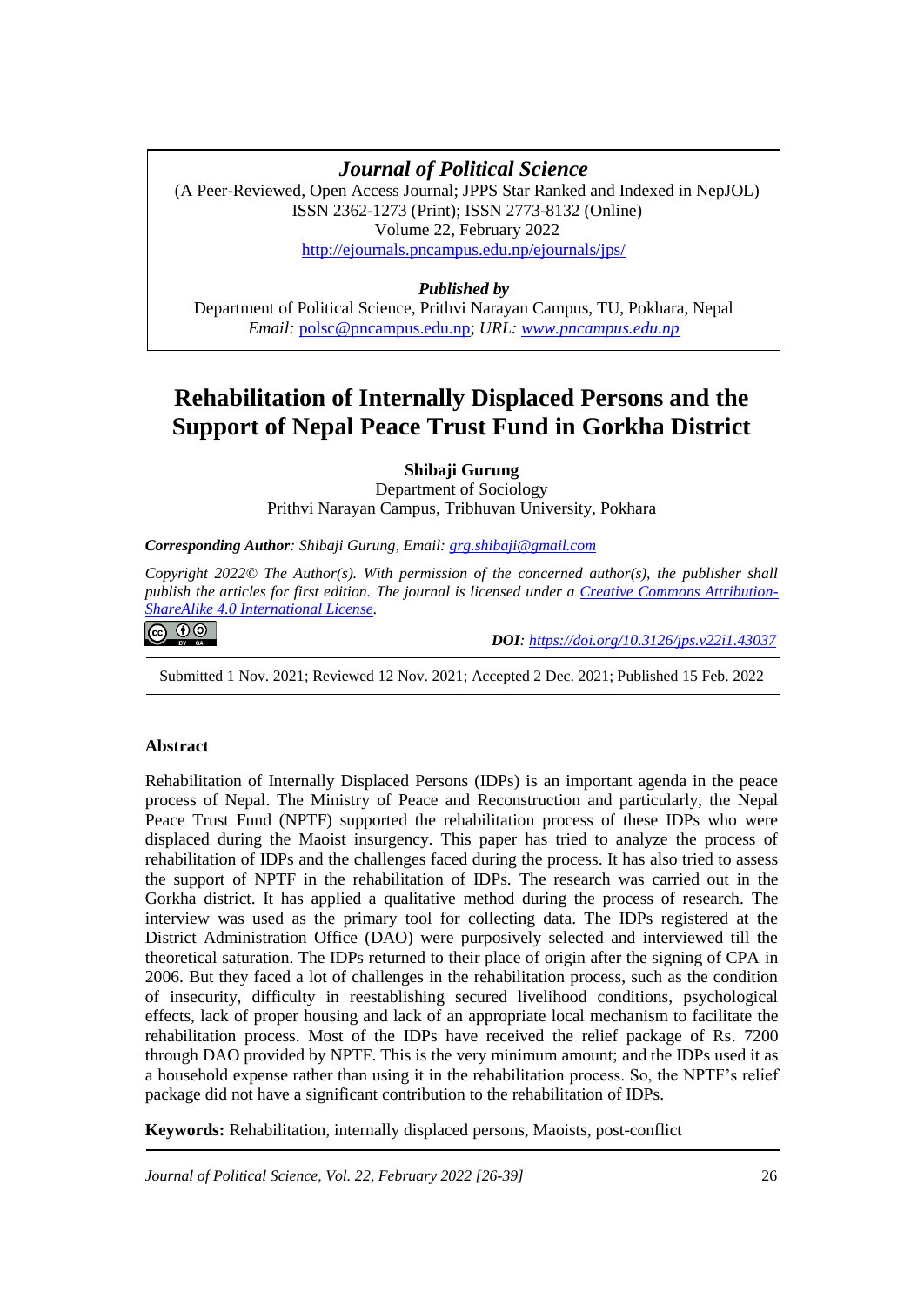*Journal of Political Science*

(A Peer-Reviewed, Open Access Journal; JPPS Star Ranked and Indexed in NepJOL)
ISSN 2362-1273 (Print); ISSN 2773-8132 (Online)
Volume 22, February 2022
http://ejournals.pncampus.edu.np/ejournals/jps/

***Published by***

Department of Political Science, Prithvi Narayan Campus, TU, Pokhara, Nepal
*Email:* polsc@pncampus.edu.np; *URL:* *www.pncampus.edu.np*

# Rehabilitation of Internally Displaced Persons and the Support of Nepal Peace Trust Fund in Gorkha District

**Shibaji Gurung**
Department of Sociology
Prithvi Narayan Campus, Tribhuvan University, Pokhara

***Corresponding Author****: Shibaji Gurung, Email: grg.shibaji@gmail.com*

*Copyright 2022© The Author(s). With permission of the concerned author(s), the publisher shall publish the articles for first edition. The journal is licensed under a Creative Commons Attribution-ShareAlike 4.0 International License.*

***DOI****: https://doi.org/10.3126/jps.v22i1.43037*

Submitted 1 Nov. 2021; Reviewed 12 Nov. 2021; Accepted 2 Dec. 2021; Published 15 Feb. 2022

## Abstract

Rehabilitation of Internally Displaced Persons (IDPs) is an important agenda in the peace process of Nepal. The Ministry of Peace and Reconstruction and particularly, the Nepal Peace Trust Fund (NPTF) supported the rehabilitation process of these IDPs who were displaced during the Maoist insurgency. This paper has tried to analyze the process of rehabilitation of IDPs and the challenges faced during the process. It has also tried to assess the support of NPTF in the rehabilitation of IDPs. The research was carried out in the Gorkha district. It has applied a qualitative method during the process of research. The interview was used as the primary tool for collecting data. The IDPs registered at the District Administration Office (DAO) were purposively selected and interviewed till the theoretical saturation. The IDPs returned to their place of origin after the signing of CPA in 2006. But they faced a lot of challenges in the rehabilitation process, such as the condition of insecurity, difficulty in reestablishing secured livelihood conditions, psychological effects, lack of proper housing and lack of an appropriate local mechanism to facilitate the rehabilitation process. Most of the IDPs have received the relief package of Rs. 7200 through DAO provided by NPTF. This is the very minimum amount; and the IDPs used it as a household expense rather than using it in the rehabilitation process. So, the NPTF's relief package did not have a significant contribution to the rehabilitation of IDPs.

**Keywords:** Rehabilitation, internally displaced persons, Maoists, post-conflict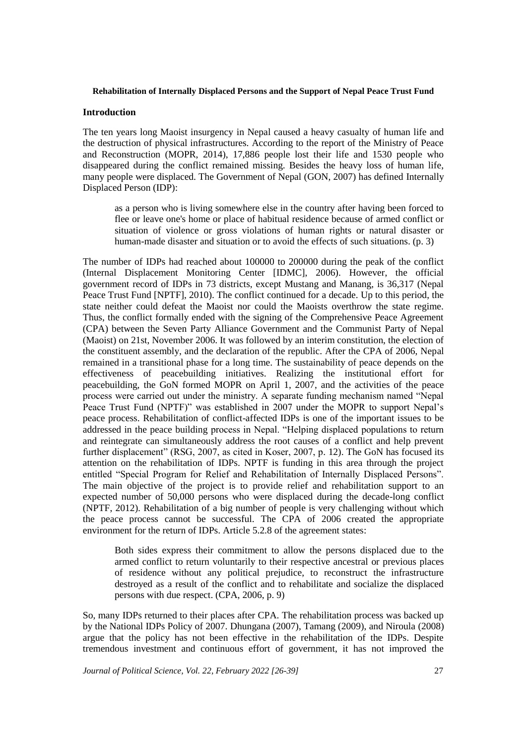**Rehabilitation of Internally Displaced Persons and the Support of Nepal Peace Trust Fund**

## Introduction

The ten years long Maoist insurgency in Nepal caused a heavy casualty of human life and the destruction of physical infrastructures. According to the report of the Ministry of Peace and Reconstruction (MOPR, 2014), 17,886 people lost their life and 1530 people who disappeared during the conflict remained missing. Besides the heavy loss of human life, many people were displaced. The Government of Nepal (GON, 2007) has defined Internally Displaced Person (IDP):

> as a person who is living somewhere else in the country after having been forced to flee or leave one's home or place of habitual residence because of armed conflict or situation of violence or gross violations of human rights or natural disaster or human-made disaster and situation or to avoid the effects of such situations. (p. 3)

The number of IDPs had reached about 100000 to 200000 during the peak of the conflict (Internal Displacement Monitoring Center [IDMC], 2006). However, the official government record of IDPs in 73 districts, except Mustang and Manang, is 36,317 (Nepal Peace Trust Fund [NPTF], 2010). The conflict continued for a decade. Up to this period, the state neither could defeat the Maoist nor could the Maoists overthrow the state regime. Thus, the conflict formally ended with the signing of the Comprehensive Peace Agreement (CPA) between the Seven Party Alliance Government and the Communist Party of Nepal (Maoist) on 21st, November 2006. It was followed by an interim constitution, the election of the constituent assembly, and the declaration of the republic. After the CPA of 2006, Nepal remained in a transitional phase for a long time. The sustainability of peace depends on the effectiveness of peacebuilding initiatives. Realizing the institutional effort for peacebuilding, the GoN formed MOPR on April 1, 2007, and the activities of the peace process were carried out under the ministry. A separate funding mechanism named "Nepal Peace Trust Fund (NPTF)" was established in 2007 under the MOPR to support Nepal's peace process. Rehabilitation of conflict-affected IDPs is one of the important issues to be addressed in the peace building process in Nepal. "Helping displaced populations to return and reintegrate can simultaneously address the root causes of a conflict and help prevent further displacement" (RSG, 2007, as cited in Koser, 2007, p. 12). The GoN has focused its attention on the rehabilitation of IDPs. NPTF is funding in this area through the project entitled "Special Program for Relief and Rehabilitation of Internally Displaced Persons". The main objective of the project is to provide relief and rehabilitation support to an expected number of 50,000 persons who were displaced during the decade-long conflict (NPTF, 2012). Rehabilitation of a big number of people is very challenging without which the peace process cannot be successful. The CPA of 2006 created the appropriate environment for the return of IDPs. Article 5.2.8 of the agreement states:

> Both sides express their commitment to allow the persons displaced due to the armed conflict to return voluntarily to their respective ancestral or previous places of residence without any political prejudice, to reconstruct the infrastructure destroyed as a result of the conflict and to rehabilitate and socialize the displaced persons with due respect. (CPA, 2006, p. 9)

So, many IDPs returned to their places after CPA. The rehabilitation process was backed up by the National IDPs Policy of 2007. Dhungana (2007), Tamang (2009), and Niroula (2008) argue that the policy has not been effective in the rehabilitation of the IDPs. Despite tremendous investment and continuous effort of government, it has not improved the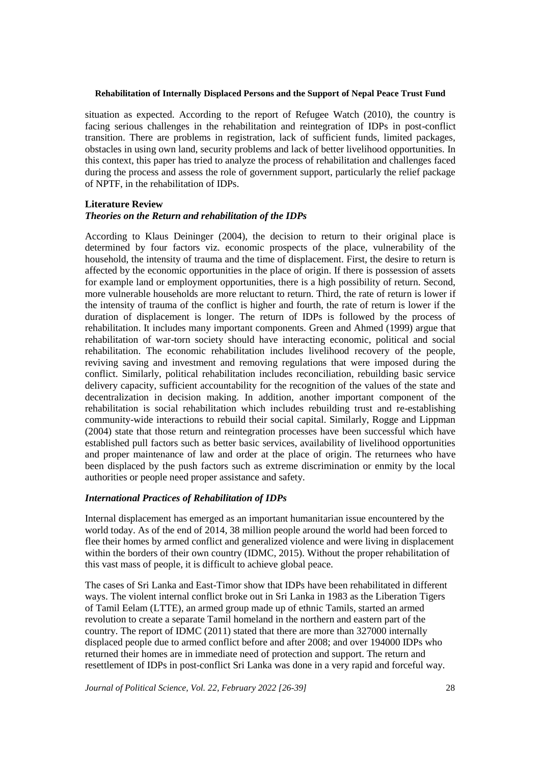situation as expected. According to the report of Refugee Watch (2010), the country is facing serious challenges in the rehabilitation and reintegration of IDPs in post-conflict transition. There are problems in registration, lack of sufficient funds, limited packages, obstacles in using own land, security problems and lack of better livelihood opportunities. In this context, this paper has tried to analyze the process of rehabilitation and challenges faced during the process and assess the role of government support, particularly the relief package of NPTF, in the rehabilitation of IDPs.

## Literature Review

### *Theories on the Return and rehabilitation of the IDPs*

According to Klaus Deininger (2004), the decision to return to their original place is determined by four factors viz. economic prospects of the place, vulnerability of the household, the intensity of trauma and the time of displacement. First, the desire to return is affected by the economic opportunities in the place of origin. If there is possession of assets for example land or employment opportunities, there is a high possibility of return. Second, more vulnerable households are more reluctant to return. Third, the rate of return is lower if the intensity of trauma of the conflict is higher and fourth, the rate of return is lower if the duration of displacement is longer. The return of IDPs is followed by the process of rehabilitation. It includes many important components. Green and Ahmed (1999) argue that rehabilitation of war-torn society should have interacting economic, political and social rehabilitation. The economic rehabilitation includes livelihood recovery of the people, reviving saving and investment and removing regulations that were imposed during the conflict. Similarly, political rehabilitation includes reconciliation, rebuilding basic service delivery capacity, sufficient accountability for the recognition of the values of the state and decentralization in decision making. In addition, another important component of the rehabilitation is social rehabilitation which includes rebuilding trust and re-establishing community-wide interactions to rebuild their social capital. Similarly, Rogge and Lippman (2004) state that those return and reintegration processes have been successful which have established pull factors such as better basic services, availability of livelihood opportunities and proper maintenance of law and order at the place of origin. The returnees who have been displaced by the push factors such as extreme discrimination or enmity by the local authorities or people need proper assistance and safety.

### *International Practices of Rehabilitation of IDPs*

Internal displacement has emerged as an important humanitarian issue encountered by the world today. As of the end of 2014, 38 million people around the world had been forced to flee their homes by armed conflict and generalized violence and were living in displacement within the borders of their own country (IDMC, 2015). Without the proper rehabilitation of this vast mass of people, it is difficult to achieve global peace.

The cases of Sri Lanka and East-Timor show that IDPs have been rehabilitated in different ways. The violent internal conflict broke out in Sri Lanka in 1983 as the Liberation Tigers of Tamil Eelam (LTTE), an armed group made up of ethnic Tamils, started an armed revolution to create a separate Tamil homeland in the northern and eastern part of the country. The report of IDMC (2011) stated that there are more than 327000 internally displaced people due to armed conflict before and after 2008; and over 194000 IDPs who returned their homes are in immediate need of protection and support. The return and resettlement of IDPs in post-conflict Sri Lanka was done in a very rapid and forceful way.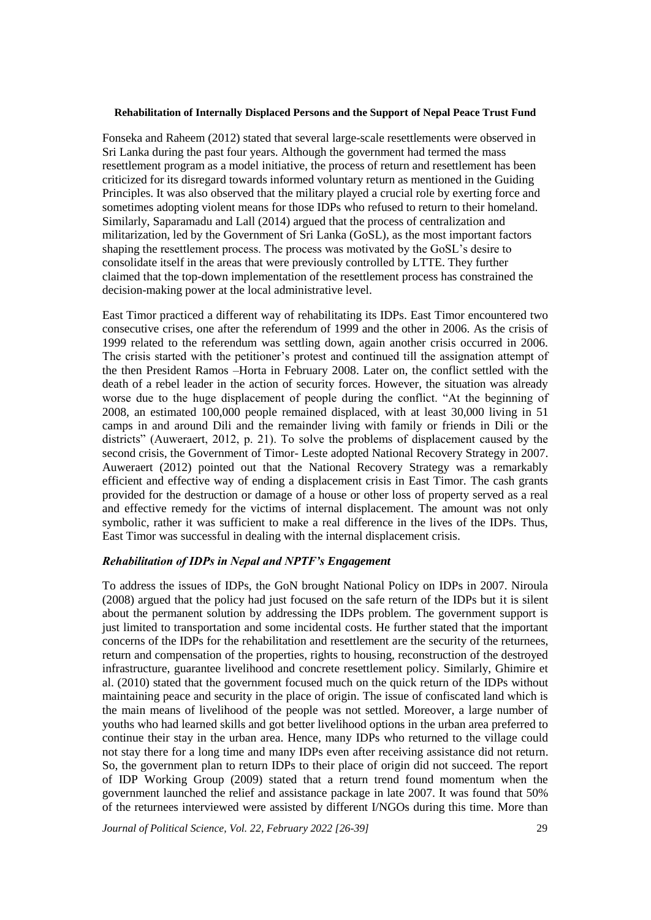Fonseka and Raheem (2012) stated that several large-scale resettlements were observed in Sri Lanka during the past four years. Although the government had termed the mass resettlement program as a model initiative, the process of return and resettlement has been criticized for its disregard towards informed voluntary return as mentioned in the Guiding Principles. It was also observed that the military played a crucial role by exerting force and sometimes adopting violent means for those IDPs who refused to return to their homeland. Similarly, Saparamadu and Lall (2014) argued that the process of centralization and militarization, led by the Government of Sri Lanka (GoSL), as the most important factors shaping the resettlement process. The process was motivated by the GoSL's desire to consolidate itself in the areas that were previously controlled by LTTE. They further claimed that the top-down implementation of the resettlement process has constrained the decision-making power at the local administrative level.

East Timor practiced a different way of rehabilitating its IDPs. East Timor encountered two consecutive crises, one after the referendum of 1999 and the other in 2006. As the crisis of 1999 related to the referendum was settling down, again another crisis occurred in 2006. The crisis started with the petitioner's protest and continued till the assignation attempt of the then President Ramos –Horta in February 2008. Later on, the conflict settled with the death of a rebel leader in the action of security forces. However, the situation was already worse due to the huge displacement of people during the conflict. "At the beginning of 2008, an estimated 100,000 people remained displaced, with at least 30,000 living in 51 camps in and around Dili and the remainder living with family or friends in Dili or the districts" (Auweraert, 2012, p. 21). To solve the problems of displacement caused by the second crisis, the Government of Timor- Leste adopted National Recovery Strategy in 2007. Auweraert (2012) pointed out that the National Recovery Strategy was a remarkably efficient and effective way of ending a displacement crisis in East Timor. The cash grants provided for the destruction or damage of a house or other loss of property served as a real and effective remedy for the victims of internal displacement. The amount was not only symbolic, rather it was sufficient to make a real difference in the lives of the IDPs. Thus, East Timor was successful in dealing with the internal displacement crisis.

### *Rehabilitation of IDPs in Nepal and NPTF's Engagement*

To address the issues of IDPs, the GoN brought National Policy on IDPs in 2007. Niroula (2008) argued that the policy had just focused on the safe return of the IDPs but it is silent about the permanent solution by addressing the IDPs problem. The government support is just limited to transportation and some incidental costs. He further stated that the important concerns of the IDPs for the rehabilitation and resettlement are the security of the returnees, return and compensation of the properties, rights to housing, reconstruction of the destroyed infrastructure, guarantee livelihood and concrete resettlement policy. Similarly, Ghimire et al. (2010) stated that the government focused much on the quick return of the IDPs without maintaining peace and security in the place of origin. The issue of confiscated land which is the main means of livelihood of the people was not settled. Moreover, a large number of youths who had learned skills and got better livelihood options in the urban area preferred to continue their stay in the urban area. Hence, many IDPs who returned to the village could not stay there for a long time and many IDPs even after receiving assistance did not return. So, the government plan to return IDPs to their place of origin did not succeed. The report of IDP Working Group (2009) stated that a return trend found momentum when the government launched the relief and assistance package in late 2007. It was found that 50% of the returnees interviewed were assisted by different I/NGOs during this time. More than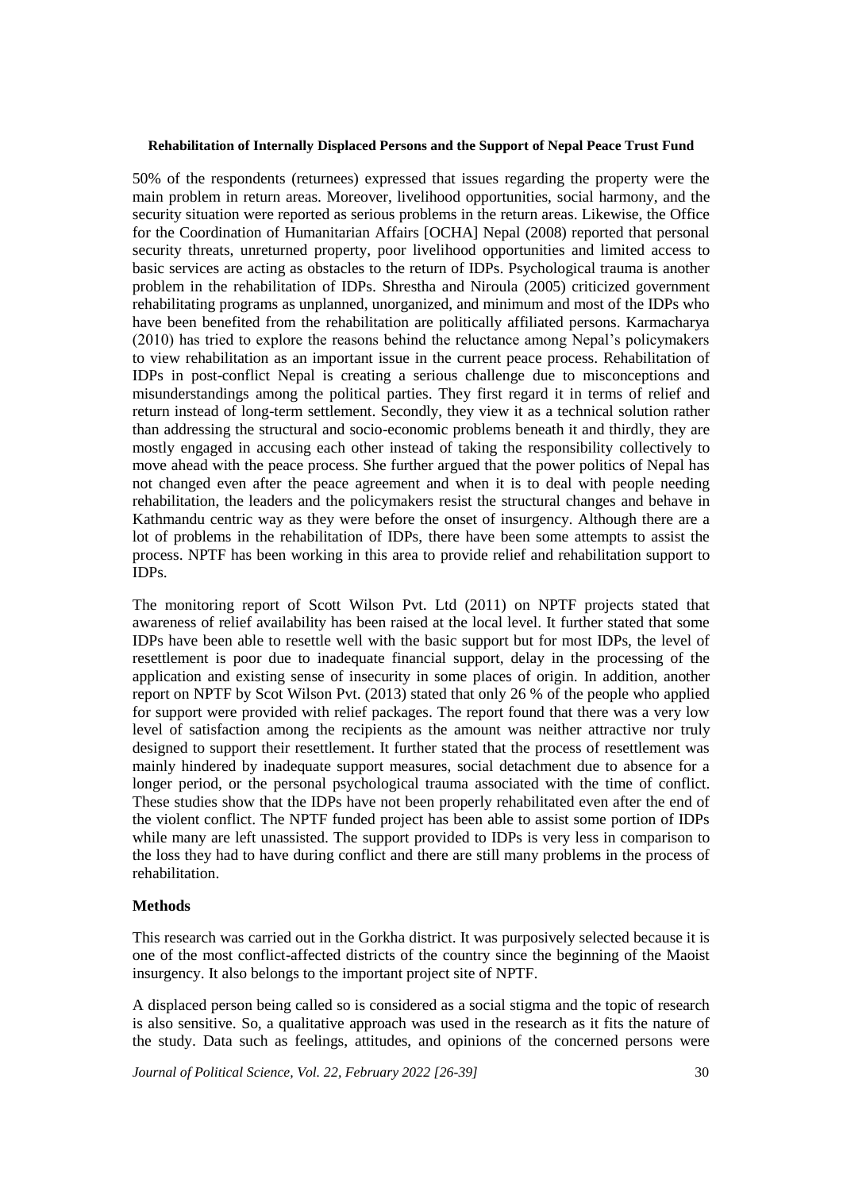50% of the respondents (returnees) expressed that issues regarding the property were the main problem in return areas. Moreover, livelihood opportunities, social harmony, and the security situation were reported as serious problems in the return areas. Likewise, the Office for the Coordination of Humanitarian Affairs [OCHA] Nepal (2008) reported that personal security threats, unreturned property, poor livelihood opportunities and limited access to basic services are acting as obstacles to the return of IDPs. Psychological trauma is another problem in the rehabilitation of IDPs. Shrestha and Niroula (2005) criticized government rehabilitating programs as unplanned, unorganized, and minimum and most of the IDPs who have been benefited from the rehabilitation are politically affiliated persons. Karmacharya (2010) has tried to explore the reasons behind the reluctance among Nepal's policymakers to view rehabilitation as an important issue in the current peace process. Rehabilitation of IDPs in post-conflict Nepal is creating a serious challenge due to misconceptions and misunderstandings among the political parties. They first regard it in terms of relief and return instead of long-term settlement. Secondly, they view it as a technical solution rather than addressing the structural and socio-economic problems beneath it and thirdly, they are mostly engaged in accusing each other instead of taking the responsibility collectively to move ahead with the peace process. She further argued that the power politics of Nepal has not changed even after the peace agreement and when it is to deal with people needing rehabilitation, the leaders and the policymakers resist the structural changes and behave in Kathmandu centric way as they were before the onset of insurgency. Although there are a lot of problems in the rehabilitation of IDPs, there have been some attempts to assist the process. NPTF has been working in this area to provide relief and rehabilitation support to IDPs.

The monitoring report of Scott Wilson Pvt. Ltd (2011) on NPTF projects stated that awareness of relief availability has been raised at the local level. It further stated that some IDPs have been able to resettle well with the basic support but for most IDPs, the level of resettlement is poor due to inadequate financial support, delay in the processing of the application and existing sense of insecurity in some places of origin. In addition, another report on NPTF by Scot Wilson Pvt. (2013) stated that only 26 % of the people who applied for support were provided with relief packages. The report found that there was a very low level of satisfaction among the recipients as the amount was neither attractive nor truly designed to support their resettlement. It further stated that the process of resettlement was mainly hindered by inadequate support measures, social detachment due to absence for a longer period, or the personal psychological trauma associated with the time of conflict. These studies show that the IDPs have not been properly rehabilitated even after the end of the violent conflict. The NPTF funded project has been able to assist some portion of IDPs while many are left unassisted. The support provided to IDPs is very less in comparison to the loss they had to have during conflict and there are still many problems in the process of rehabilitation.

## Methods

This research was carried out in the Gorkha district. It was purposively selected because it is one of the most conflict-affected districts of the country since the beginning of the Maoist insurgency. It also belongs to the important project site of NPTF.

A displaced person being called so is considered as a social stigma and the topic of research is also sensitive. So, a qualitative approach was used in the research as it fits the nature of the study. Data such as feelings, attitudes, and opinions of the concerned persons were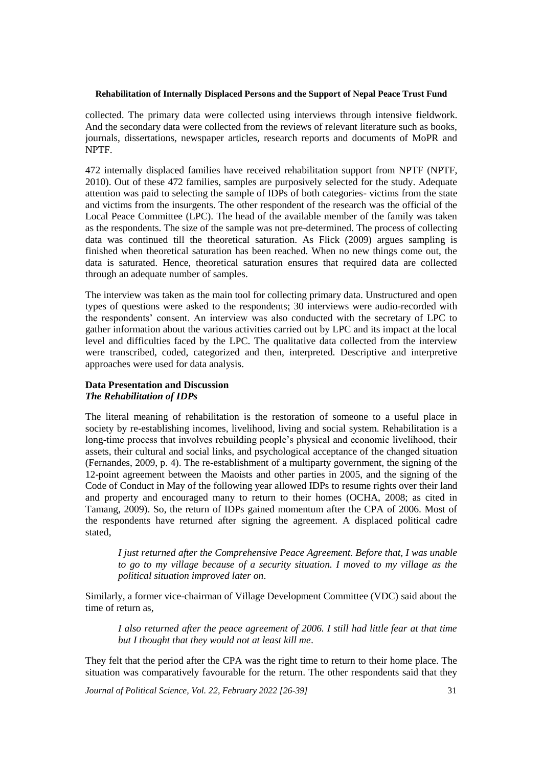collected. The primary data were collected using interviews through intensive fieldwork. And the secondary data were collected from the reviews of relevant literature such as books, journals, dissertations, newspaper articles, research reports and documents of MoPR and NPTF.

472 internally displaced families have received rehabilitation support from NPTF (NPTF, 2010). Out of these 472 families, samples are purposively selected for the study. Adequate attention was paid to selecting the sample of IDPs of both categories- victims from the state and victims from the insurgents. The other respondent of the research was the official of the Local Peace Committee (LPC). The head of the available member of the family was taken as the respondents. The size of the sample was not pre-determined. The process of collecting data was continued till the theoretical saturation. As Flick (2009) argues sampling is finished when theoretical saturation has been reached. When no new things come out, the data is saturated. Hence, theoretical saturation ensures that required data are collected through an adequate number of samples.

The interview was taken as the main tool for collecting primary data. Unstructured and open types of questions were asked to the respondents; 30 interviews were audio-recorded with the respondents' consent. An interview was also conducted with the secretary of LPC to gather information about the various activities carried out by LPC and its impact at the local level and difficulties faced by the LPC. The qualitative data collected from the interview were transcribed, coded, categorized and then, interpreted. Descriptive and interpretive approaches were used for data analysis.

## Data Presentation and Discussion

### *The Rehabilitation of IDPs*

The literal meaning of rehabilitation is the restoration of someone to a useful place in society by re-establishing incomes, livelihood, living and social system. Rehabilitation is a long-time process that involves rebuilding people's physical and economic livelihood, their assets, their cultural and social links, and psychological acceptance of the changed situation (Fernandes, 2009, p. 4). The re-establishment of a multiparty government, the signing of the 12-point agreement between the Maoists and other parties in 2005, and the signing of the Code of Conduct in May of the following year allowed IDPs to resume rights over their land and property and encouraged many to return to their homes (OCHA, 2008; as cited in Tamang, 2009). So, the return of IDPs gained momentum after the CPA of 2006. Most of the respondents have returned after signing the agreement. A displaced political cadre stated,

> *I just returned after the Comprehensive Peace Agreement. Before that, I was unable to go to my village because of a security situation. I moved to my village as the political situation improved later on.*

Similarly, a former vice-chairman of Village Development Committee (VDC) said about the time of return as,

> *I also returned after the peace agreement of 2006. I still had little fear at that time but I thought that they would not at least kill me.*

They felt that the period after the CPA was the right time to return to their home place. The situation was comparatively favourable for the return. The other respondents said that they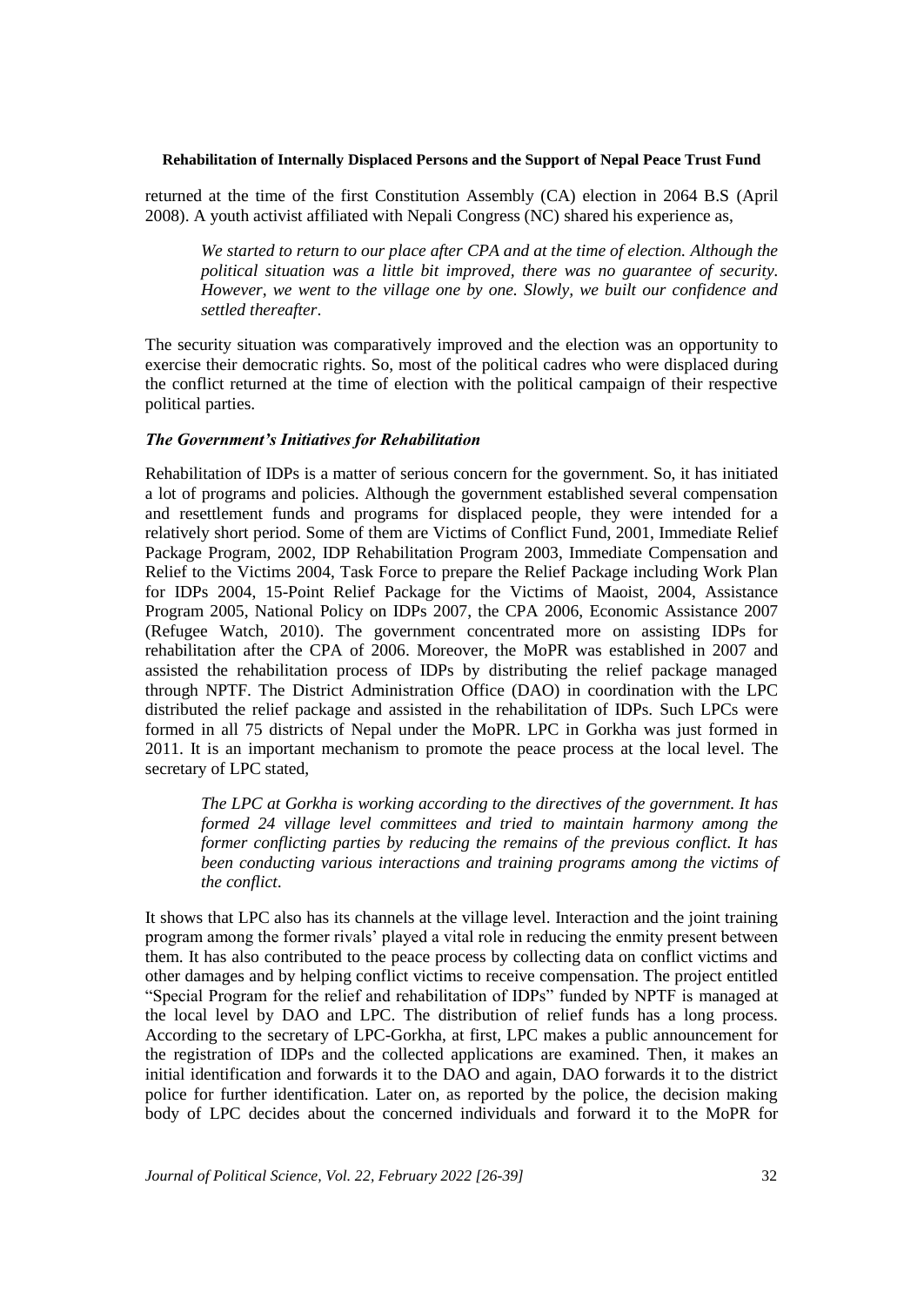returned at the time of the first Constitution Assembly (CA) election in 2064 B.S (April 2008). A youth activist affiliated with Nepali Congress (NC) shared his experience as,

> *We started to return to our place after CPA and at the time of election. Although the political situation was a little bit improved, there was no guarantee of security. However, we went to the village one by one. Slowly, we built our confidence and settled thereafter.*

The security situation was comparatively improved and the election was an opportunity to exercise their democratic rights. So, most of the political cadres who were displaced during the conflict returned at the time of election with the political campaign of their respective political parties.

### *The Government's Initiatives for Rehabilitation*

Rehabilitation of IDPs is a matter of serious concern for the government. So, it has initiated a lot of programs and policies. Although the government established several compensation and resettlement funds and programs for displaced people, they were intended for a relatively short period. Some of them are Victims of Conflict Fund, 2001, Immediate Relief Package Program, 2002, IDP Rehabilitation Program 2003, Immediate Compensation and Relief to the Victims 2004, Task Force to prepare the Relief Package including Work Plan for IDPs 2004, 15-Point Relief Package for the Victims of Maoist, 2004, Assistance Program 2005, National Policy on IDPs 2007, the CPA 2006, Economic Assistance 2007 (Refugee Watch, 2010). The government concentrated more on assisting IDPs for rehabilitation after the CPA of 2006. Moreover, the MoPR was established in 2007 and assisted the rehabilitation process of IDPs by distributing the relief package managed through NPTF. The District Administration Office (DAO) in coordination with the LPC distributed the relief package and assisted in the rehabilitation of IDPs. Such LPCs were formed in all 75 districts of Nepal under the MoPR. LPC in Gorkha was just formed in 2011. It is an important mechanism to promote the peace process at the local level. The secretary of LPC stated,

> *The LPC at Gorkha is working according to the directives of the government. It has formed 24 village level committees and tried to maintain harmony among the former conflicting parties by reducing the remains of the previous conflict. It has been conducting various interactions and training programs among the victims of the conflict.*

It shows that LPC also has its channels at the village level. Interaction and the joint training program among the former rivals' played a vital role in reducing the enmity present between them. It has also contributed to the peace process by collecting data on conflict victims and other damages and by helping conflict victims to receive compensation. The project entitled "Special Program for the relief and rehabilitation of IDPs" funded by NPTF is managed at the local level by DAO and LPC. The distribution of relief funds has a long process. According to the secretary of LPC-Gorkha, at first, LPC makes a public announcement for the registration of IDPs and the collected applications are examined. Then, it makes an initial identification and forwards it to the DAO and again, DAO forwards it to the district police for further identification. Later on, as reported by the police, the decision making body of LPC decides about the concerned individuals and forward it to the MoPR for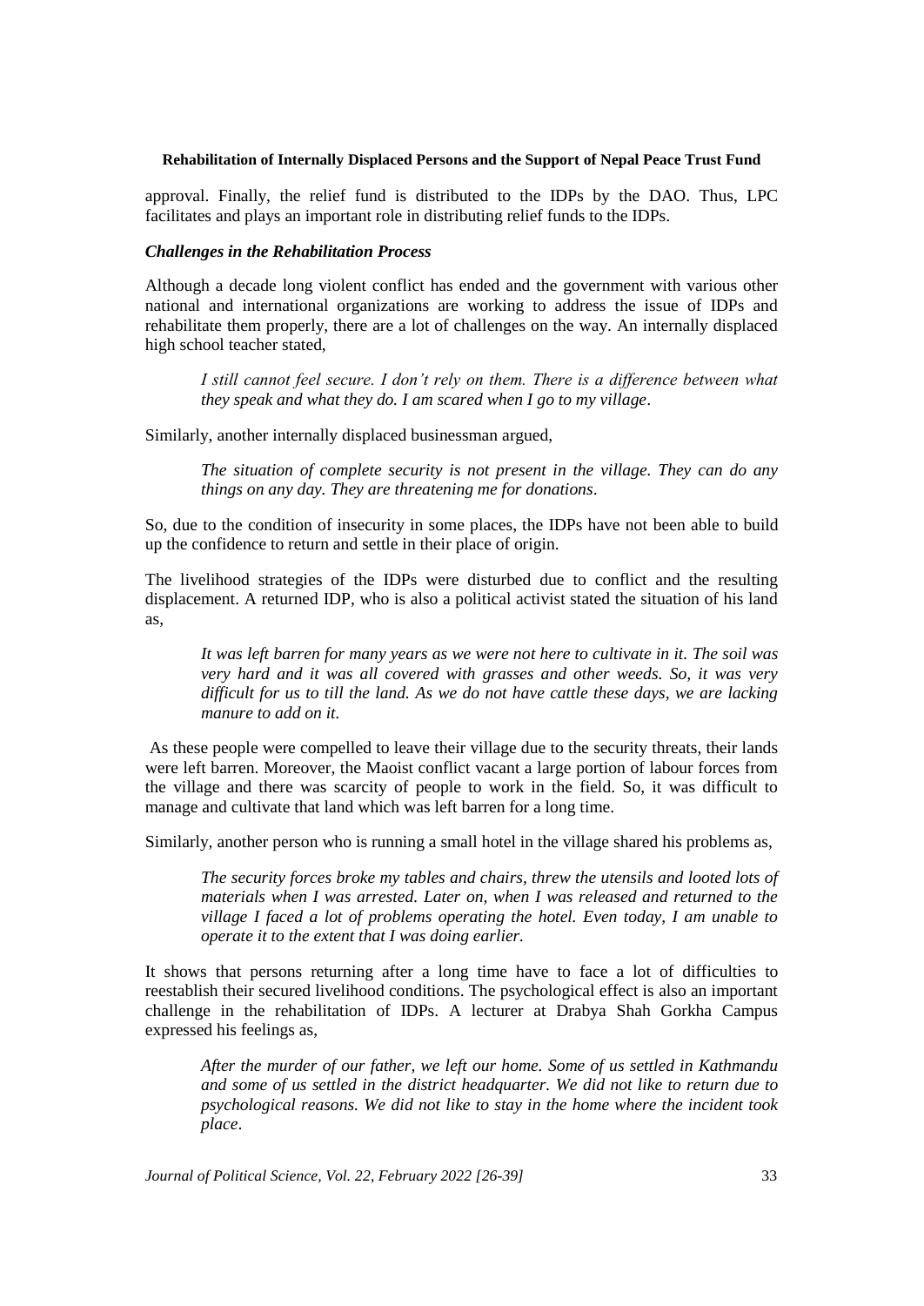approval. Finally, the relief fund is distributed to the IDPs by the DAO. Thus, LPC facilitates and plays an important role in distributing relief funds to the IDPs.

### *Challenges in the Rehabilitation Process*

Although a decade long violent conflict has ended and the government with various other national and international organizations are working to address the issue of IDPs and rehabilitate them properly, there are a lot of challenges on the way. An internally displaced high school teacher stated,

> *I still cannot feel secure. I don't rely on them. There is a difference between what they speak and what they do. I am scared when I go to my village*.

Similarly, another internally displaced businessman argued,

> *The situation of complete security is not present in the village. They can do any things on any day. They are threatening me for donations*.

So, due to the condition of insecurity in some places, the IDPs have not been able to build up the confidence to return and settle in their place of origin.

The livelihood strategies of the IDPs were disturbed due to conflict and the resulting displacement. A returned IDP, who is also a political activist stated the situation of his land as,

> *It was left barren for many years as we were not here to cultivate in it. The soil was very hard and it was all covered with grasses and other weeds. So, it was very difficult for us to till the land. As we do not have cattle these days, we are lacking manure to add on it*.

As these people were compelled to leave their village due to the security threats, their lands were left barren. Moreover, the Maoist conflict vacant a large portion of labour forces from the village and there was scarcity of people to work in the field. So, it was difficult to manage and cultivate that land which was left barren for a long time.

Similarly, another person who is running a small hotel in the village shared his problems as,

> *The security forces broke my tables and chairs, threw the utensils and looted lots of materials when I was arrested. Later on, when I was released and returned to the village I faced a lot of problems operating the hotel. Even today, I am unable to operate it to the extent that I was doing earlier.*

It shows that persons returning after a long time have to face a lot of difficulties to reestablish their secured livelihood conditions. The psychological effect is also an important challenge in the rehabilitation of IDPs. A lecturer at Drabya Shah Gorkha Campus expressed his feelings as,

> *After the murder of our father, we left our home. Some of us settled in Kathmandu and some of us settled in the district headquarter. We did not like to return due to psychological reasons. We did not like to stay in the home where the incident took place*.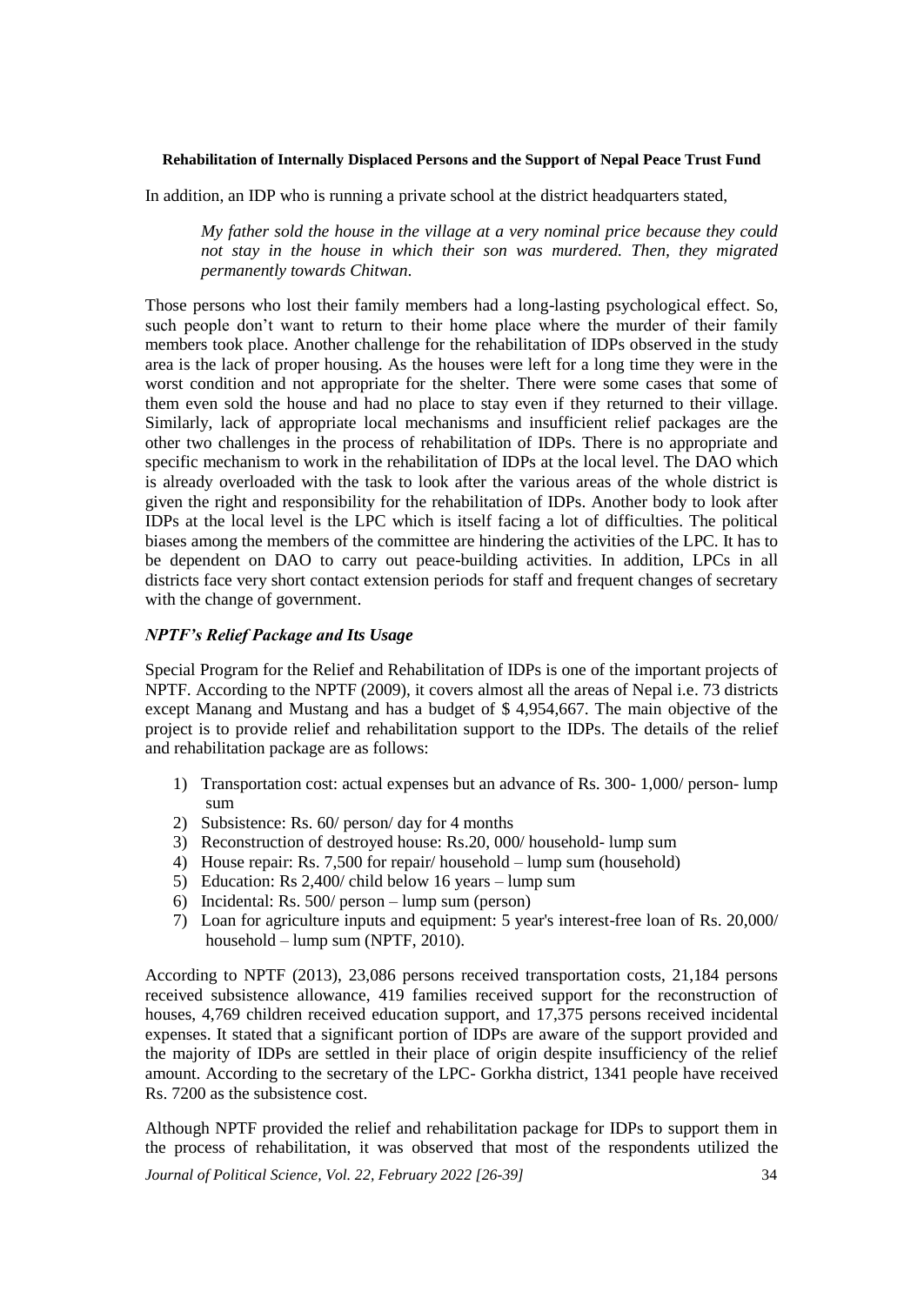In addition, an IDP who is running a private school at the district headquarters stated,

> *My father sold the house in the village at a very nominal price because they could not stay in the house in which their son was murdered. Then, they migrated permanently towards Chitwan.*

Those persons who lost their family members had a long-lasting psychological effect. So, such people don't want to return to their home place where the murder of their family members took place. Another challenge for the rehabilitation of IDPs observed in the study area is the lack of proper housing. As the houses were left for a long time they were in the worst condition and not appropriate for the shelter. There were some cases that some of them even sold the house and had no place to stay even if they returned to their village. Similarly, lack of appropriate local mechanisms and insufficient relief packages are the other two challenges in the process of rehabilitation of IDPs. There is no appropriate and specific mechanism to work in the rehabilitation of IDPs at the local level. The DAO which is already overloaded with the task to look after the various areas of the whole district is given the right and responsibility for the rehabilitation of IDPs. Another body to look after IDPs at the local level is the LPC which is itself facing a lot of difficulties. The political biases among the members of the committee are hindering the activities of the LPC. It has to be dependent on DAO to carry out peace-building activities. In addition, LPCs in all districts face very short contact extension periods for staff and frequent changes of secretary with the change of government.

### *NPTF's Relief Package and Its Usage*

Special Program for the Relief and Rehabilitation of IDPs is one of the important projects of NPTF. According to the NPTF (2009), it covers almost all the areas of Nepal i.e. 73 districts except Manang and Mustang and has a budget of $ 4,954,667. The main objective of the project is to provide relief and rehabilitation support to the IDPs. The details of the relief and rehabilitation package are as follows:

1) Transportation cost: actual expenses but an advance of Rs. 300- 1,000/ person- lump sum
2) Subsistence: Rs. 60/ person/ day for 4 months
3) Reconstruction of destroyed house: Rs.20, 000/ household- lump sum
4) House repair: Rs. 7,500 for repair/ household – lump sum (household)
5) Education: Rs 2,400/ child below 16 years – lump sum
6) Incidental: Rs. 500/ person – lump sum (person)
7) Loan for agriculture inputs and equipment: 5 year's interest-free loan of Rs. 20,000/ household – lump sum (NPTF, 2010).

According to NPTF (2013), 23,086 persons received transportation costs, 21,184 persons received subsistence allowance, 419 families received support for the reconstruction of houses, 4,769 children received education support, and 17,375 persons received incidental expenses. It stated that a significant portion of IDPs are aware of the support provided and the majority of IDPs are settled in their place of origin despite insufficiency of the relief amount. According to the secretary of the LPC- Gorkha district, 1341 people have received Rs. 7200 as the subsistence cost.

Although NPTF provided the relief and rehabilitation package for IDPs to support them in the process of rehabilitation, it was observed that most of the respondents utilized the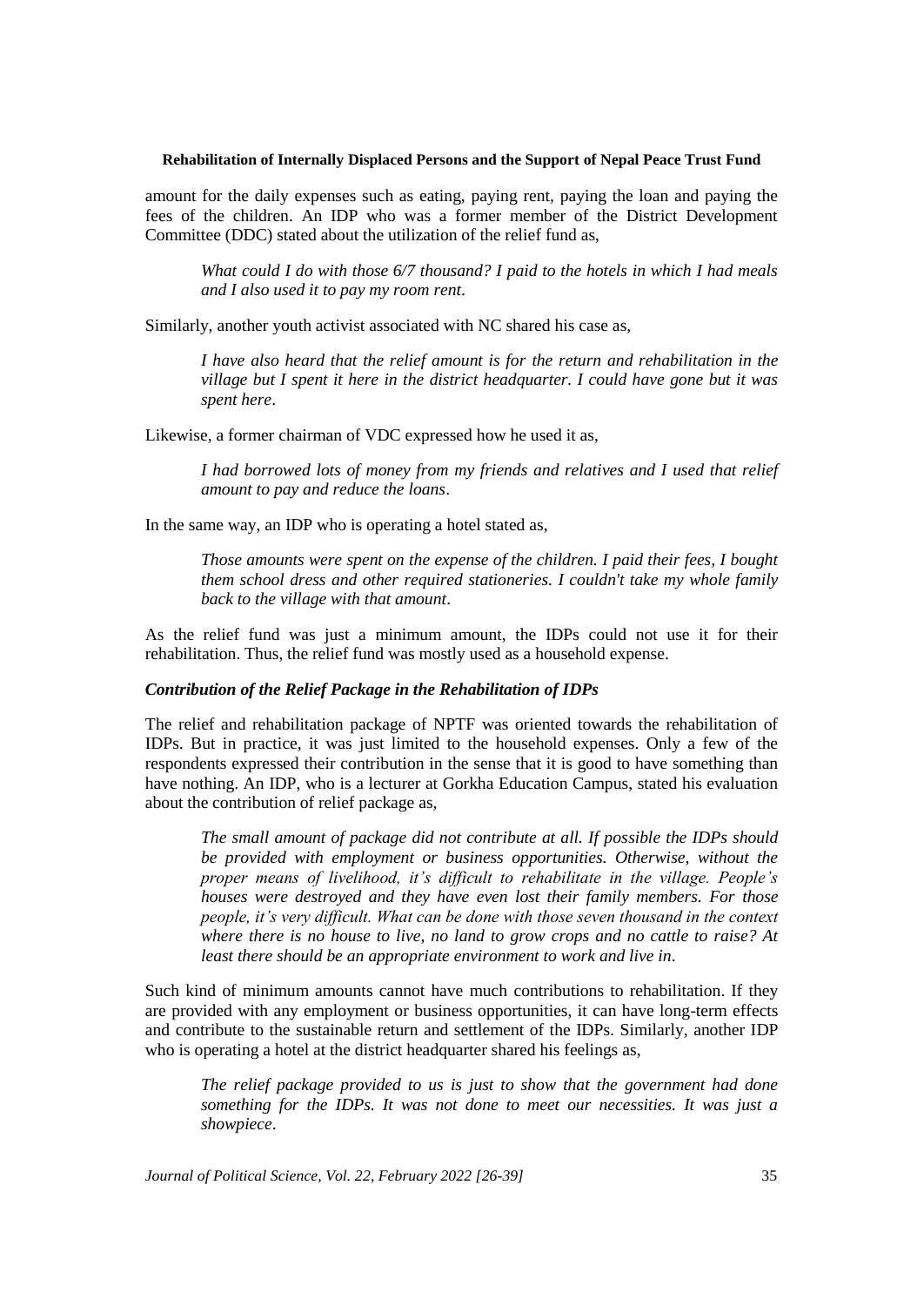amount for the daily expenses such as eating, paying rent, paying the loan and paying the fees of the children. An IDP who was a former member of the District Development Committee (DDC) stated about the utilization of the relief fund as,

> *What could I do with those 6/7 thousand? I paid to the hotels in which I had meals and I also used it to pay my room rent*.

Similarly, another youth activist associated with NC shared his case as,

> *I have also heard that the relief amount is for the return and rehabilitation in the village but I spent it here in the district headquarter. I could have gone but it was spent here*.

Likewise, a former chairman of VDC expressed how he used it as,

> *I had borrowed lots of money from my friends and relatives and I used that relief amount to pay and reduce the loans*.

In the same way, an IDP who is operating a hotel stated as,

> *Those amounts were spent on the expense of the children. I paid their fees, I bought them school dress and other required stationeries. I couldn't take my whole family back to the village with that amount*.

As the relief fund was just a minimum amount, the IDPs could not use it for their rehabilitation. Thus, the relief fund was mostly used as a household expense.

### *Contribution of the Relief Package in the Rehabilitation of IDPs*

The relief and rehabilitation package of NPTF was oriented towards the rehabilitation of IDPs. But in practice, it was just limited to the household expenses. Only a few of the respondents expressed their contribution in the sense that it is good to have something than have nothing. An IDP, who is a lecturer at Gorkha Education Campus, stated his evaluation about the contribution of relief package as,

> *The small amount of package did not contribute at all. If possible the IDPs should be provided with employment or business opportunities. Otherwise, without the proper means of livelihood, it's difficult to rehabilitate in the village. People's houses were destroyed and they have even lost their family members. For those people, it's very difficult. What can be done with those seven thousand in the context where there is no house to live, no land to grow crops and no cattle to raise? At least there should be an appropriate environment to work and live in*.

Such kind of minimum amounts cannot have much contributions to rehabilitation. If they are provided with any employment or business opportunities, it can have long-term effects and contribute to the sustainable return and settlement of the IDPs. Similarly, another IDP who is operating a hotel at the district headquarter shared his feelings as,

> *The relief package provided to us is just to show that the government had done something for the IDPs. It was not done to meet our necessities. It was just a showpiece*.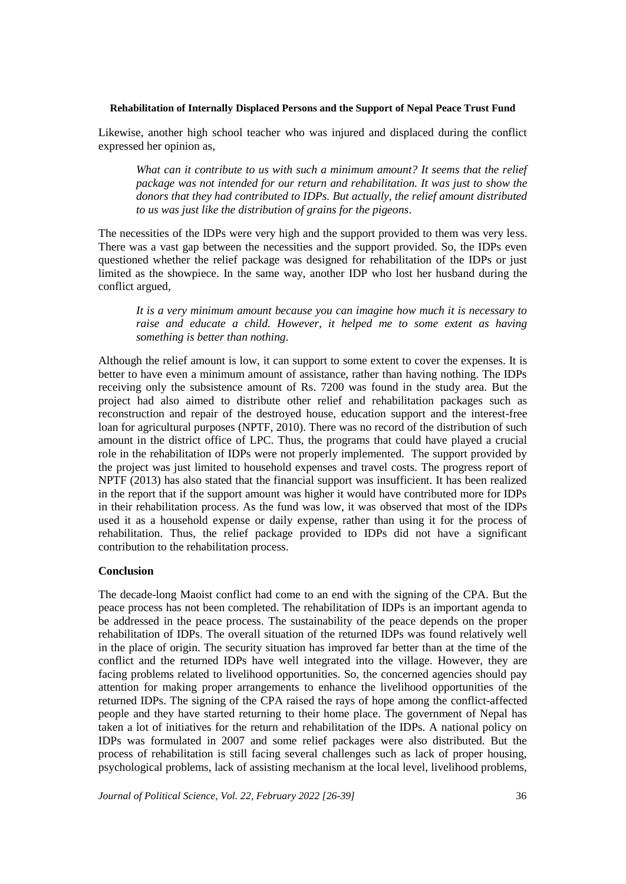Likewise, another high school teacher who was injured and displaced during the conflict expressed her opinion as,

> *What can it contribute to us with such a minimum amount? It seems that the relief package was not intended for our return and rehabilitation. It was just to show the donors that they had contributed to IDPs. But actually, the relief amount distributed to us was just like the distribution of grains for the pigeons*.

The necessities of the IDPs were very high and the support provided to them was very less. There was a vast gap between the necessities and the support provided. So, the IDPs even questioned whether the relief package was designed for rehabilitation of the IDPs or just limited as the showpiece. In the same way, another IDP who lost her husband during the conflict argued,

> *It is a very minimum amount because you can imagine how much it is necessary to raise and educate a child. However, it helped me to some extent as having something is better than nothing*.

Although the relief amount is low, it can support to some extent to cover the expenses. It is better to have even a minimum amount of assistance, rather than having nothing. The IDPs receiving only the subsistence amount of Rs. 7200 was found in the study area. But the project had also aimed to distribute other relief and rehabilitation packages such as reconstruction and repair of the destroyed house, education support and the interest-free loan for agricultural purposes (NPTF, 2010). There was no record of the distribution of such amount in the district office of LPC. Thus, the programs that could have played a crucial role in the rehabilitation of IDPs were not properly implemented. The support provided by the project was just limited to household expenses and travel costs. The progress report of NPTF (2013) has also stated that the financial support was insufficient. It has been realized in the report that if the support amount was higher it would have contributed more for IDPs in their rehabilitation process. As the fund was low, it was observed that most of the IDPs used it as a household expense or daily expense, rather than using it for the process of rehabilitation. Thus, the relief package provided to IDPs did not have a significant contribution to the rehabilitation process.

## Conclusion

The decade-long Maoist conflict had come to an end with the signing of the CPA. But the peace process has not been completed. The rehabilitation of IDPs is an important agenda to be addressed in the peace process. The sustainability of the peace depends on the proper rehabilitation of IDPs. The overall situation of the returned IDPs was found relatively well in the place of origin. The security situation has improved far better than at the time of the conflict and the returned IDPs have well integrated into the village. However, they are facing problems related to livelihood opportunities. So, the concerned agencies should pay attention for making proper arrangements to enhance the livelihood opportunities of the returned IDPs. The signing of the CPA raised the rays of hope among the conflict-affected people and they have started returning to their home place. The government of Nepal has taken a lot of initiatives for the return and rehabilitation of the IDPs. A national policy on IDPs was formulated in 2007 and some relief packages were also distributed. But the process of rehabilitation is still facing several challenges such as lack of proper housing, psychological problems, lack of assisting mechanism at the local level, livelihood problems,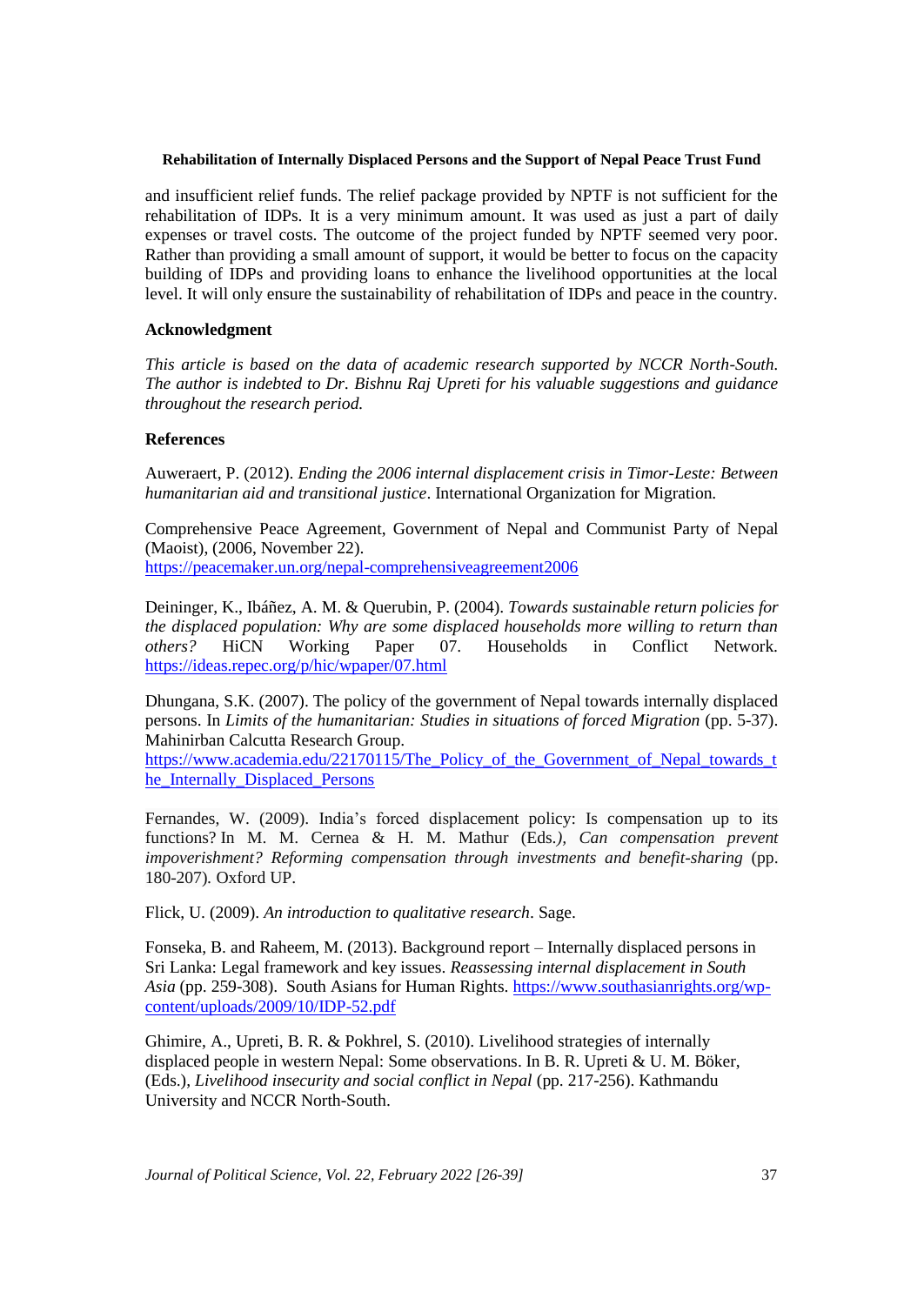and insufficient relief funds. The relief package provided by NPTF is not sufficient for the rehabilitation of IDPs. It is a very minimum amount. It was used as just a part of daily expenses or travel costs. The outcome of the project funded by NPTF seemed very poor. Rather than providing a small amount of support, it would be better to focus on the capacity building of IDPs and providing loans to enhance the livelihood opportunities at the local level. It will only ensure the sustainability of rehabilitation of IDPs and peace in the country.

### Acknowledgment

*This article is based on the data of academic research supported by NCCR North-South. The author is indebted to Dr. Bishnu Raj Upreti for his valuable suggestions and guidance throughout the research period.*

### References

Auweraert, P. (2012). *Ending the 2006 internal displacement crisis in Timor-Leste: Between humanitarian aid and transitional justice*. International Organization for Migration.

Comprehensive Peace Agreement, Government of Nepal and Communist Party of Nepal (Maoist), (2006, November 22). https://peacemaker.un.org/nepal-comprehensiveagreement2006

Deininger, K., Ibáñez, A. M. & Querubin, P. (2004). *Towards sustainable return policies for the displaced population: Why are some displaced households more willing to return than others?* HiCN Working Paper 07. Households in Conflict Network. https://ideas.repec.org/p/hic/wpaper/07.html

Dhungana, S.K. (2007). The policy of the government of Nepal towards internally displaced persons. In *Limits of the humanitarian: Studies in situations of forced Migration* (pp. 5-37). Mahinirban Calcutta Research Group. https://www.academia.edu/22170115/The_Policy_of_the_Government_of_Nepal_towards_the_Internally_Displaced_Persons

Fernandes, W. (2009). India's forced displacement policy: Is compensation up to its functions? In M. M. Cernea & H. M. Mathur (Eds.), *Can compensation prevent impoverishment? Reforming compensation through investments and benefit-sharing* (pp. 180-207). Oxford UP.

Flick, U. (2009). *An introduction to qualitative research*. Sage.

Fonseka, B. and Raheem, M. (2013). Background report – Internally displaced persons in Sri Lanka: Legal framework and key issues. *Reassessing internal displacement in South Asia* (pp. 259-308). South Asians for Human Rights. https://www.southasianrights.org/wp-content/uploads/2009/10/IDP-52.pdf

Ghimire, A., Upreti, B. R. & Pokhrel, S. (2010). Livelihood strategies of internally displaced people in western Nepal: Some observations. In B. R. Upreti & U. M. Böker, (Eds.), *Livelihood insecurity and social conflict in Nepal* (pp. 217-256). Kathmandu University and NCCR North-South.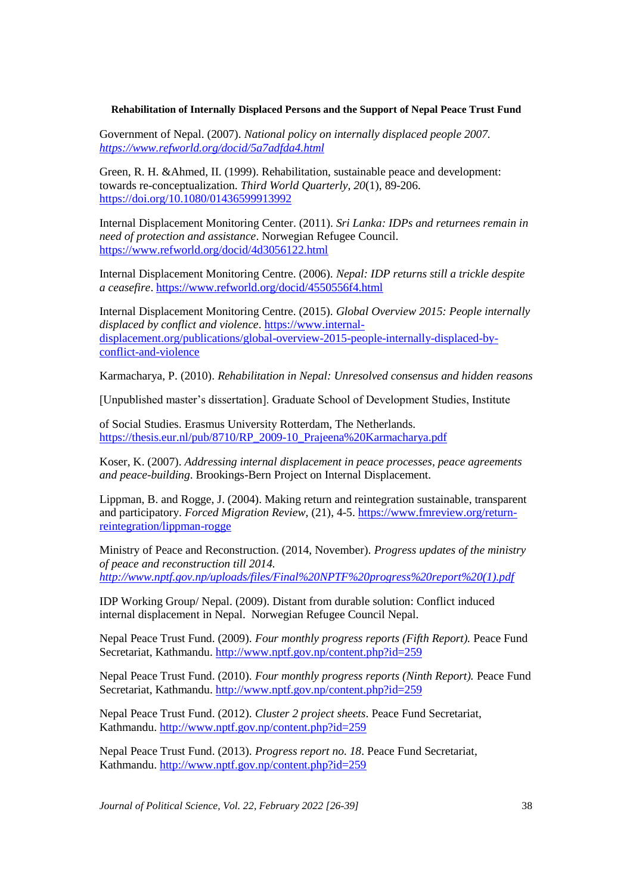Government of Nepal. (2007). *National policy on internally displaced people 2007.* *https://www.refworld.org/docid/5a7adfda4.html*

Green, R. H. &Ahmed, II. (1999). Rehabilitation, sustainable peace and development: towards re-conceptualization. *Third World Quarterly*, *20*(1), 89-206. https://doi.org/10.1080/01436599913992

Internal Displacement Monitoring Center. (2011). *Sri Lanka: IDPs and returnees remain in need of protection and assistance*. Norwegian Refugee Council. https://www.refworld.org/docid/4d3056122.html

Internal Displacement Monitoring Centre. (2006). *Nepal: IDP returns still a trickle despite a ceasefire*. https://www.refworld.org/docid/4550556f4.html

Internal Displacement Monitoring Centre. (2015). *Global Overview 2015: People internally displaced by conflict and violence*. https://www.internal-displacement.org/publications/global-overview-2015-people-internally-displaced-by-conflict-and-violence

Karmacharya, P. (2010). *Rehabilitation in Nepal: Unresolved consensus and hidden reasons*

[Unpublished master's dissertation]. Graduate School of Development Studies, Institute

of Social Studies. Erasmus University Rotterdam, The Netherlands. https://thesis.eur.nl/pub/8710/RP_2009-10_Prajeena%20Karmacharya.pdf

Koser, K. (2007). *Addressing internal displacement in peace processes, peace agreements and peace-building*. Brookings-Bern Project on Internal Displacement.

Lippman, B. and Rogge, J. (2004). Making return and reintegration sustainable, transparent and participatory. *Forced Migration Review,* (21), 4-5. https://www.fmreview.org/return-reintegration/lippman-rogge

Ministry of Peace and Reconstruction. (2014, November). *Progress updates of the ministry of peace and reconstruction till 2014.* *http://www.nptf.gov.np/uploads/files/Final%20NPTF%20progress%20report%20(1).pdf*

IDP Working Group/ Nepal. (2009). Distant from durable solution: Conflict induced internal displacement in Nepal. Norwegian Refugee Council Nepal.

Nepal Peace Trust Fund. (2009). *Four monthly progress reports (Fifth Report).* Peace Fund Secretariat, Kathmandu. http://www.nptf.gov.np/content.php?id=259

Nepal Peace Trust Fund. (2010). *Four monthly progress reports (Ninth Report).* Peace Fund Secretariat, Kathmandu. http://www.nptf.gov.np/content.php?id=259

Nepal Peace Trust Fund. (2012). *Cluster 2 project sheets*. Peace Fund Secretariat, Kathmandu. http://www.nptf.gov.np/content.php?id=259

Nepal Peace Trust Fund. (2013). *Progress report no. 18*. Peace Fund Secretariat, Kathmandu. http://www.nptf.gov.np/content.php?id=259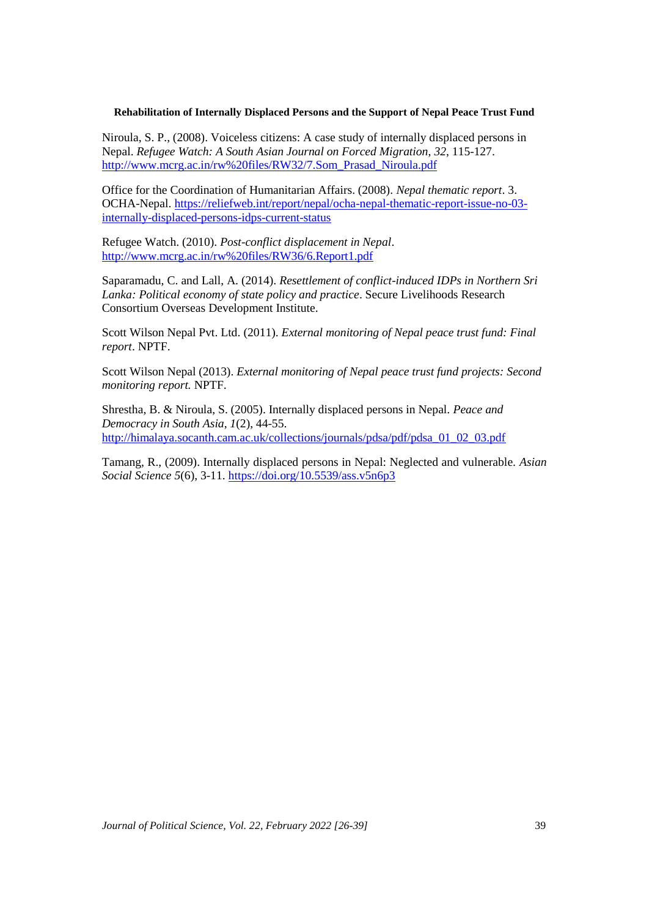Niroula, S. P., (2008). Voiceless citizens: A case study of internally displaced persons in Nepal. *Refugee Watch: A South Asian Journal on Forced Migration*, *32*, 115-127. http://www.mcrg.ac.in/rw%20files/RW32/7.Som_Prasad_Niroula.pdf

Office for the Coordination of Humanitarian Affairs. (2008). *Nepal thematic report*. 3. OCHA-Nepal. https://reliefweb.int/report/nepal/ocha-nepal-thematic-report-issue-no-03-internally-displaced-persons-idps-current-status

Refugee Watch. (2010). *Post-conflict displacement in Nepal*. http://www.mcrg.ac.in/rw%20files/RW36/6.Report1.pdf

Saparamadu, C. and Lall, A. (2014). *Resettlement of conflict-induced IDPs in Northern Sri Lanka: Political economy of state policy and practice*. Secure Livelihoods Research Consortium Overseas Development Institute.

Scott Wilson Nepal Pvt. Ltd. (2011). *External monitoring of Nepal peace trust fund: Final report*. NPTF.

Scott Wilson Nepal (2013). *External monitoring of Nepal peace trust fund projects: Second monitoring report.* NPTF.

Shrestha, B. & Niroula, S. (2005). Internally displaced persons in Nepal. *Peace and Democracy in South Asia*, *1*(2), 44-55. http://himalaya.socanth.cam.ac.uk/collections/journals/pdsa/pdf/pdsa_01_02_03.pdf

Tamang, R., (2009). Internally displaced persons in Nepal: Neglected and vulnerable. *Asian Social Science 5*(6), 3-11. https://doi.org/10.5539/ass.v5n6p3